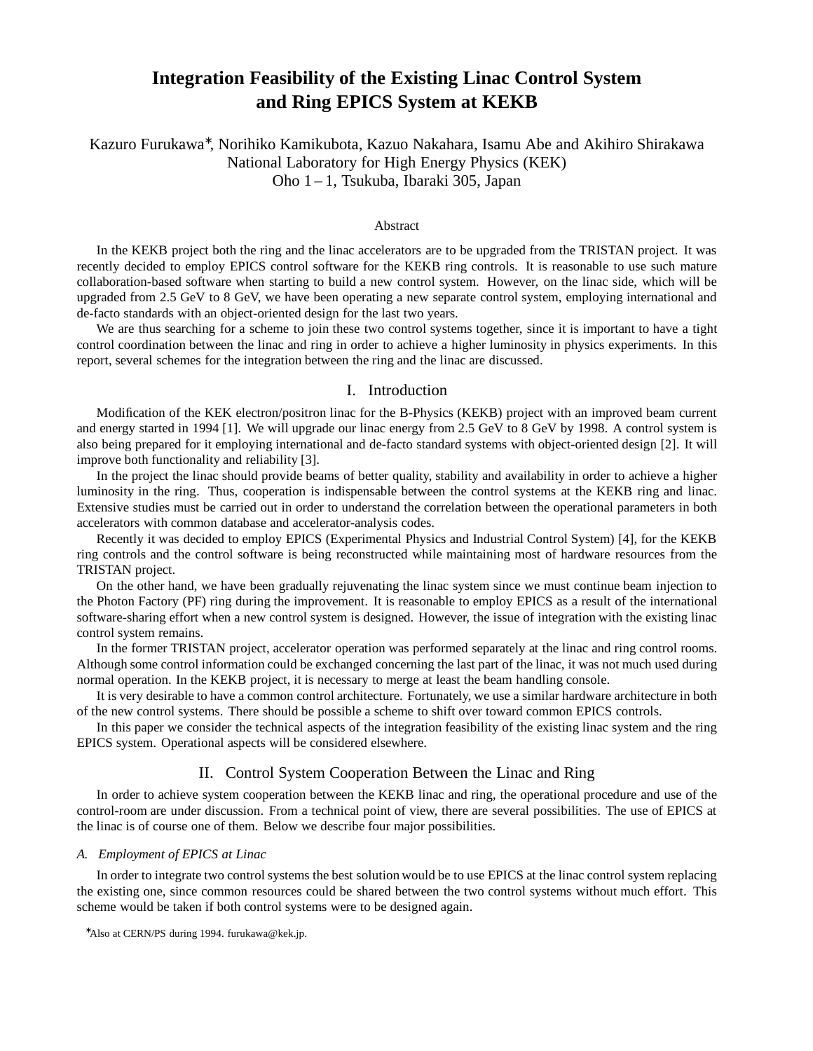# Integration Feasibility of the Existing Linac Control System and Ring EPICS System at KEKB

Kazuro Furukawa*, Norihiko Kamikubota, Kazuo Nakahara, Isamu Abe and Akihiro Shirakawa
National Laboratory for High Energy Physics (KEK)
Oho 1 – 1, Tsukuba, Ibaraki 305, Japan

## Abstract

In the KEKB project both the ring and the linac accelerators are to be upgraded from the TRISTAN project. It was recently decided to employ EPICS control software for the KEKB ring controls. It is reasonable to use such mature collaboration-based software when starting to build a new control system. However, on the linac side, which will be upgraded from 2.5 GeV to 8 GeV, we have been operating a new separate control system, employing international and de-facto standards with an object-oriented design for the last two years.

We are thus searching for a scheme to join these two control systems together, since it is important to have a tight control coordination between the linac and ring in order to achieve a higher luminosity in physics experiments. In this report, several schemes for the integration between the ring and the linac are discussed.

## I. Introduction

Modification of the KEK electron/positron linac for the B-Physics (KEKB) project with an improved beam current and energy started in 1994 [1]. We will upgrade our linac energy from 2.5 GeV to 8 GeV by 1998. A control system is also being prepared for it employing international and de-facto standard systems with object-oriented design [2]. It will improve both functionality and reliability [3].

In the project the linac should provide beams of better quality, stability and availability in order to achieve a higher luminosity in the ring. Thus, cooperation is indispensable between the control systems at the KEKB ring and linac. Extensive studies must be carried out in order to understand the correlation between the operational parameters in both accelerators with common database and accelerator-analysis codes.

Recently it was decided to employ EPICS (Experimental Physics and Industrial Control System) [4], for the KEKB ring controls and the control software is being reconstructed while maintaining most of hardware resources from the TRISTAN project.

On the other hand, we have been gradually rejuvenating the linac system since we must continue beam injection to the Photon Factory (PF) ring during the improvement. It is reasonable to employ EPICS as a result of the international software-sharing effort when a new control system is designed. However, the issue of integration with the existing linac control system remains.

In the former TRISTAN project, accelerator operation was performed separately at the linac and ring control rooms. Although some control information could be exchanged concerning the last part of the linac, it was not much used during normal operation. In the KEKB project, it is necessary to merge at least the beam handling console.

It is very desirable to have a common control architecture. Fortunately, we use a similar hardware architecture in both of the new control systems. There should be possible a scheme to shift over toward common EPICS controls.

In this paper we consider the technical aspects of the integration feasibility of the existing linac system and the ring EPICS system. Operational aspects will be considered elsewhere.

## II. Control System Cooperation Between the Linac and Ring

In order to achieve system cooperation between the KEKB linac and ring, the operational procedure and use of the control-room are under discussion. From a technical point of view, there are several possibilities. The use of EPICS at the linac is of course one of them. Below we describe four major possibilities.

### *A. Employment of EPICS at Linac*

In order to integrate two control systems the best solution would be to use EPICS at the linac control system replacing the existing one, since common resources could be shared between the two control systems without much effort. This scheme would be taken if both control systems were to be designed again.

*Also at CERN/PS during 1994. furukawa@kek.jp.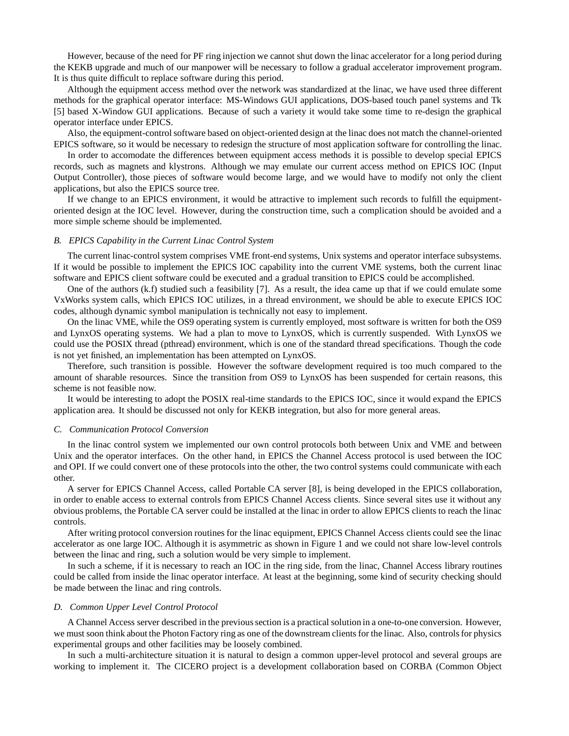However, because of the need for PF ring injection we cannot shut down the linac accelerator for a long period during the KEKB upgrade and much of our manpower will be necessary to follow a gradual accelerator improvement program. It is thus quite difficult to replace software during this period.

Although the equipment access method over the network was standardized at the linac, we have used three different methods for the graphical operator interface: MS-Windows GUI applications, DOS-based touch panel systems and Tk [5] based X-Window GUI applications. Because of such a variety it would take some time to re-design the graphical operator interface under EPICS.

Also, the equipment-control software based on object-oriented design at the linac does not match the channel-oriented EPICS software, so it would be necessary to redesign the structure of most application software for controlling the linac.

In order to accomodate the differences between equipment access methods it is possible to develop special EPICS records, such as magnets and klystrons. Although we may emulate our current access method on EPICS IOC (Input Output Controller), those pieces of software would become large, and we would have to modify not only the client applications, but also the EPICS source tree.

If we change to an EPICS environment, it would be attractive to implement such records to fulfill the equipment-oriented design at the IOC level. However, during the construction time, such a complication should be avoided and a more simple scheme should be implemented.

### *B. EPICS Capability in the Current Linac Control System*

The current linac-control system comprises VME front-end systems, Unix systems and operator interface subsystems. If it would be possible to implement the EPICS IOC capability into the current VME systems, both the current linac software and EPICS client software could be executed and a gradual transition to EPICS could be accomplished.

One of the authors (k.f) studied such a feasibility [7]. As a result, the idea came up that if we could emulate some VxWorks system calls, which EPICS IOC utilizes, in a thread environment, we should be able to execute EPICS IOC codes, although dynamic symbol manipulation is technically not easy to implement.

On the linac VME, while the OS9 operating system is currently employed, most software is written for both the OS9 and LynxOS operating systems. We had a plan to move to LynxOS, which is currently suspended. With LynxOS we could use the POSIX thread (pthread) environment, which is one of the standard thread specifications. Though the code is not yet finished, an implementation has been attempted on LynxOS.

Therefore, such transition is possible. However the software development required is too much compared to the amount of sharable resources. Since the transition from OS9 to LynxOS has been suspended for certain reasons, this scheme is not feasible now.

It would be interesting to adopt the POSIX real-time standards to the EPICS IOC, since it would expand the EPICS application area. It should be discussed not only for KEKB integration, but also for more general areas.

### *C. Communication Protocol Conversion*

In the linac control system we implemented our own control protocols both between Unix and VME and between Unix and the operator interfaces. On the other hand, in EPICS the Channel Access protocol is used between the IOC and OPI. If we could convert one of these protocols into the other, the two control systems could communicate with each other.

A server for EPICS Channel Access, called Portable CA server [8], is being developed in the EPICS collaboration, in order to enable access to external controls from EPICS Channel Access clients. Since several sites use it without any obvious problems, the Portable CA server could be installed at the linac in order to allow EPICS clients to reach the linac controls.

After writing protocol conversion routines for the linac equipment, EPICS Channel Access clients could see the linac accelerator as one large IOC. Although it is asymmetric as shown in Figure 1 and we could not share low-level controls between the linac and ring, such a solution would be very simple to implement.

In such a scheme, if it is necessary to reach an IOC in the ring side, from the linac, Channel Access library routines could be called from inside the linac operator interface. At least at the beginning, some kind of security checking should be made between the linac and ring controls.

### *D. Common Upper Level Control Protocol*

A Channel Access server described in the previous section is a practical solution in a one-to-one conversion. However, we must soon think about the Photon Factory ring as one of the downstream clients for the linac. Also, controls for physics experimental groups and other facilities may be loosely combined.

In such a multi-architecture situation it is natural to design a common upper-level protocol and several groups are working to implement it. The CICERO project is a development collaboration based on CORBA (Common Object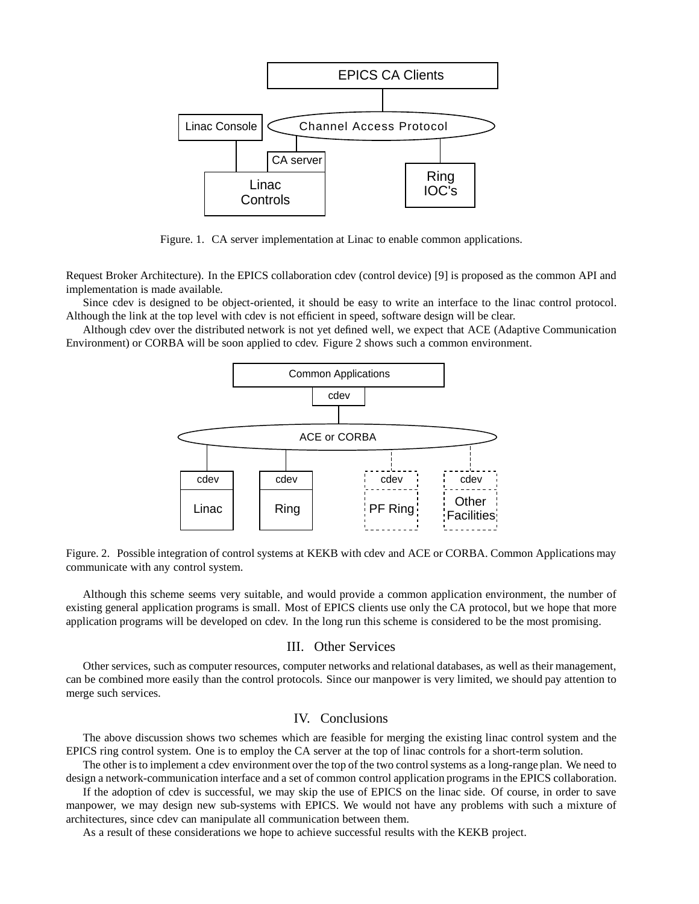Figure. 1. CA server implementation at Linac to enable common applications.

Request Broker Architecture). In the EPICS collaboration cdev (control device) [9] is proposed as the common API and implementation is made available.

Since cdev is designed to be object-oriented, it should be easy to write an interface to the linac control protocol. Although the link at the top level with cdev is not efficient in speed, software design will be clear.

Although cdev over the distributed network is not yet defined well, we expect that ACE (Adaptive Communication Environment) or CORBA will be soon applied to cdev. Figure 2 shows such a common environment.

Figure. 2. Possible integration of control systems at KEKB with cdev and ACE or CORBA. Common Applications may communicate with any control system.

Although this scheme seems very suitable, and would provide a common application environment, the number of existing general application programs is small. Most of EPICS clients use only the CA protocol, but we hope that more application programs will be developed on cdev. In the long run this scheme is considered to be the most promising.

## III. Other Services

Other services, such as computer resources, computer networks and relational databases, as well as their management, can be combined more easily than the control protocols. Since our manpower is very limited, we should pay attention to merge such services.

## IV. Conclusions

The above discussion shows two schemes which are feasible for merging the existing linac control system and the EPICS ring control system. One is to employ the CA server at the top of linac controls for a short-term solution.

The other is to implement a cdev environment over the top of the two control systems as a long-range plan. We need to design a network-communication interface and a set of common control application programs in the EPICS collaboration.

If the adoption of cdev is successful, we may skip the use of EPICS on the linac side. Of course, in order to save manpower, we may design new sub-systems with EPICS. We would not have any problems with such a mixture of architectures, since cdev can manipulate all communication between them.

As a result of these considerations we hope to achieve successful results with the KEKB project.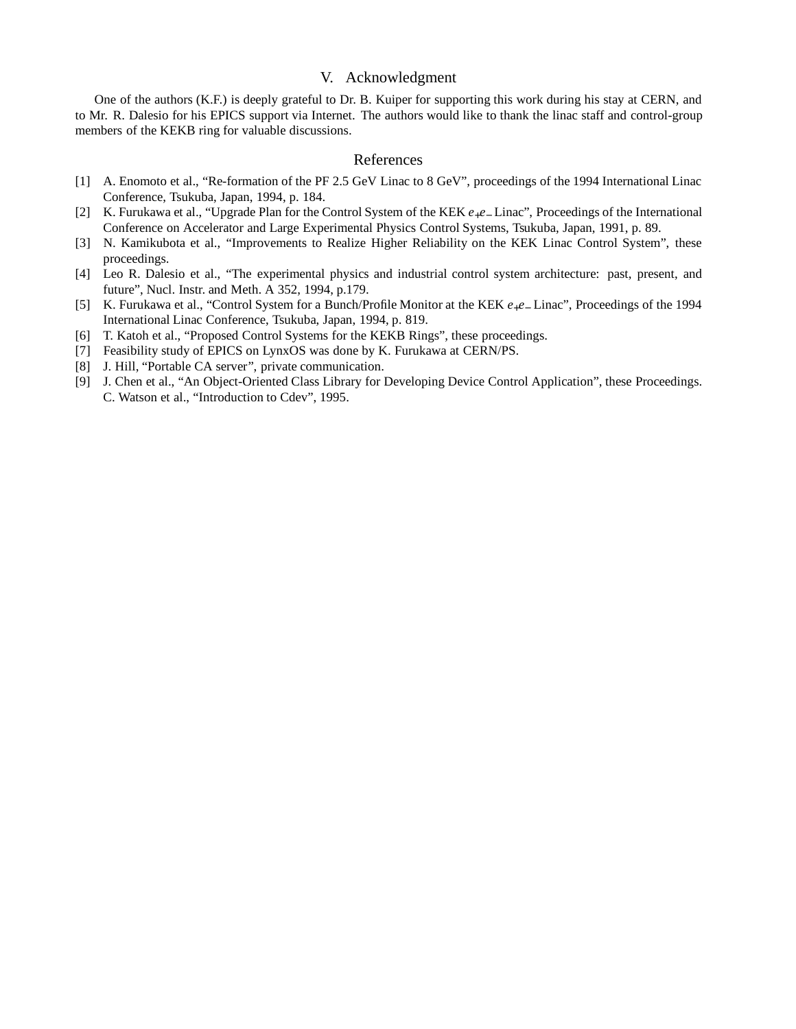## V. Acknowledgment

One of the authors (K.F.) is deeply grateful to Dr. B. Kuiper for supporting this work during his stay at CERN, and to Mr. R. Dalesio for his EPICS support via Internet. The authors would like to thank the linac staff and control-group members of the KEKB ring for valuable discussions.

## References

[1] A. Enomoto et al., “Re-formation of the PF 2.5 GeV Linac to 8 GeV”, proceedings of the 1994 International Linac Conference, Tsukuba, Japan, 1994, p. 184.

[2] K. Furukawa et al., “Upgrade Plan for the Control System of the KEK $e_{+}e_{-}$ Linac”, Proceedings of the International Conference on Accelerator and Large Experimental Physics Control Systems, Tsukuba, Japan, 1991, p. 89.

[3] N. Kamikubota et al., “Improvements to Realize Higher Reliability on the KEK Linac Control System”, these proceedings.

[4] Leo R. Dalesio et al., “The experimental physics and industrial control system architecture: past, present, and future”, Nucl. Instr. and Meth. A 352, 1994, p.179.

[5] K. Furukawa et al., “Control System for a Bunch/Profile Monitor at the KEK $e_{+}e_{-}$ Linac”, Proceedings of the 1994 International Linac Conference, Tsukuba, Japan, 1994, p. 819.

[6] T. Katoh et al., “Proposed Control Systems for the KEKB Rings”, these proceedings.

[7] Feasibility study of EPICS on LynxOS was done by K. Furukawa at CERN/PS.

[8] J. Hill, “Portable CA server”, private communication.

[9] J. Chen et al., “An Object-Oriented Class Library for Developing Device Control Application”, these Proceedings. C. Watson et al., “Introduction to Cdev”, 1995.